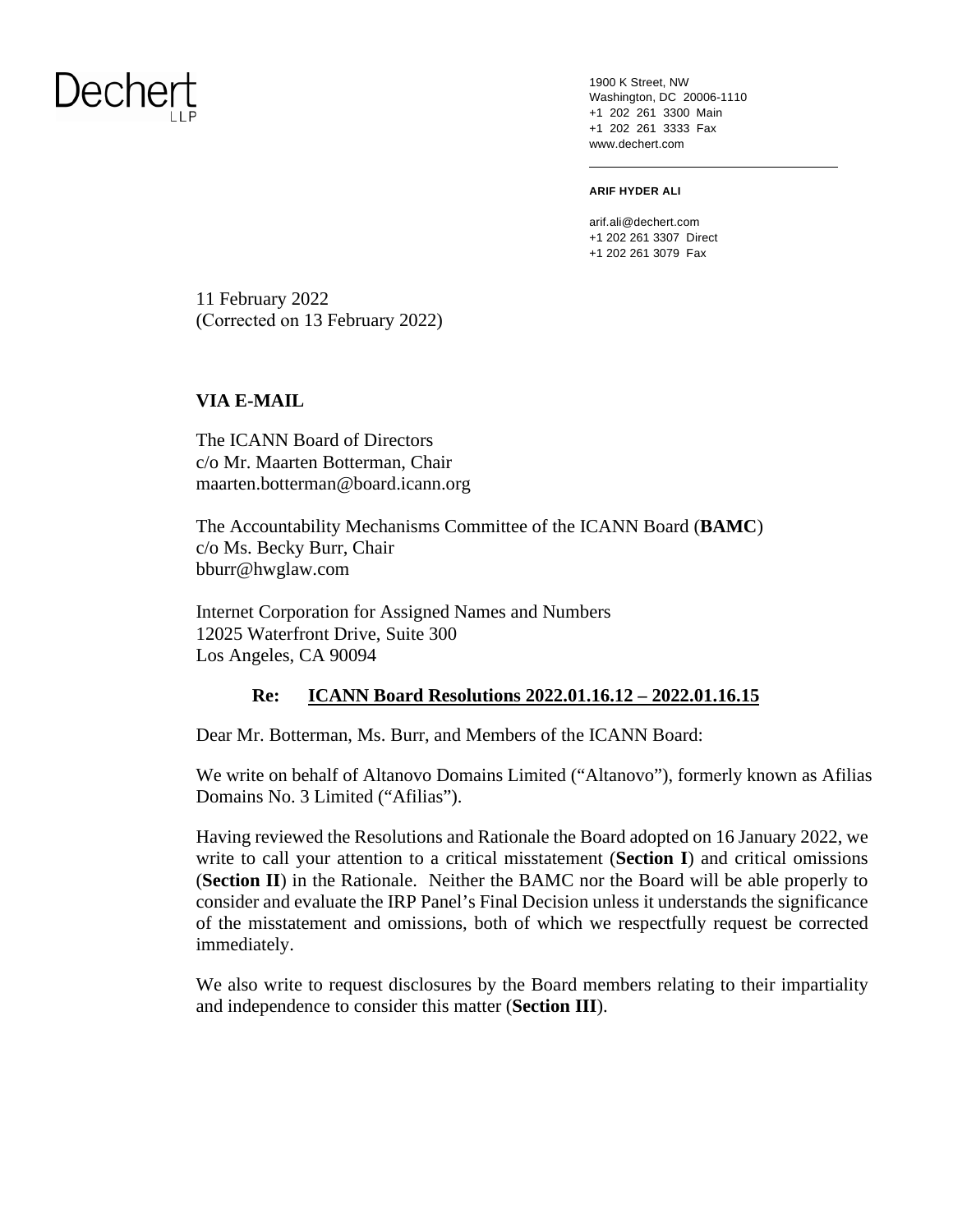Dechert LLP

1900 K Street, NW
Washington, DC 20006-1110
+1 202 261 3300 Main
+1 202 261 3333 Fax
www.dechert.com

**ARIF HYDER ALI**

arif.ali@dechert.com
+1 202 261 3307 Direct
+1 202 261 3079 Fax

11 February 2022
(Corrected on 13 February 2022)

**VIA E-MAIL**

The ICANN Board of Directors
c/o Mr. Maarten Botterman, Chair
maarten.botterman@board.icann.org

The Accountability Mechanisms Committee of the ICANN Board (**BAMC**)
c/o Ms. Becky Burr, Chair
bburr@hwglaw.com

Internet Corporation for Assigned Names and Numbers
12025 Waterfront Drive, Suite 300
Los Angeles, CA 90094

**Re: <u>ICANN Board Resolutions 2022.01.16.12 – 2022.01.16.15</u>**

Dear Mr. Botterman, Ms. Burr, and Members of the ICANN Board:

We write on behalf of Altanovo Domains Limited ("Altanovo"), formerly known as Afilias Domains No. 3 Limited ("Afilias").

Having reviewed the Resolutions and Rationale the Board adopted on 16 January 2022, we write to call your attention to a critical misstatement (**Section I**) and critical omissions (**Section II**) in the Rationale. Neither the BAMC nor the Board will be able properly to consider and evaluate the IRP Panel's Final Decision unless it understands the significance of the misstatement and omissions, both of which we respectfully request be corrected immediately.

We also write to request disclosures by the Board members relating to their impartiality and independence to consider this matter (**Section III**).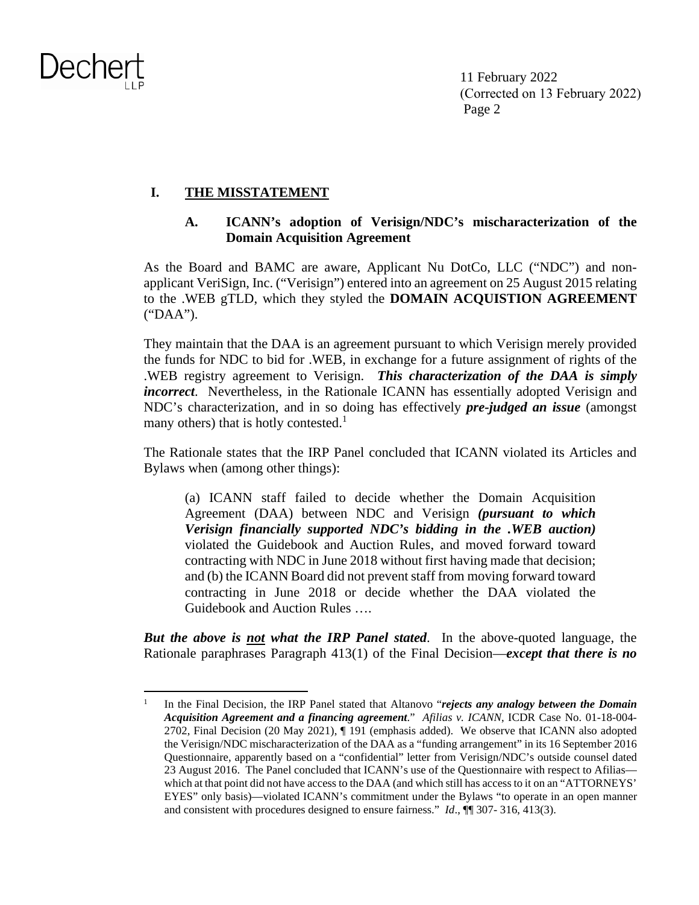## I. THE MISSTATEMENT

### A. ICANN's adoption of Verisign/NDC's mischaracterization of the Domain Acquisition Agreement

As the Board and BAMC are aware, Applicant Nu DotCo, LLC ("NDC") and non-applicant VeriSign, Inc. ("Verisign") entered into an agreement on 25 August 2015 relating to the .WEB gTLD, which they styled the **DOMAIN ACQUISTION AGREEMENT** ("DAA").

They maintain that the DAA is an agreement pursuant to which Verisign merely provided the funds for NDC to bid for .WEB, in exchange for a future assignment of rights of the .WEB registry agreement to Verisign. ***This characterization of the DAA is simply incorrect***. Nevertheless, in the Rationale ICANN has essentially adopted Verisign and NDC's characterization, and in so doing has effectively ***pre-judged an issue*** (amongst many others) that is hotly contested.[1]

The Rationale states that the IRP Panel concluded that ICANN violated its Articles and Bylaws when (among other things):

> (a) ICANN staff failed to decide whether the Domain Acquisition Agreement (DAA) between NDC and Verisign ***(pursuant to which Verisign financially supported NDC's bidding in the .WEB auction)*** violated the Guidebook and Auction Rules, and moved forward toward contracting with NDC in June 2018 without first having made that decision; and (b) the ICANN Board did not prevent staff from moving forward toward contracting in June 2018 or decide whether the DAA violated the Guidebook and Auction Rules ….

***But the above is <u>not</u> what the IRP Panel stated***. In the above-quoted language, the Rationale paraphrases Paragraph 413(1) of the Final Decision—***except that there is no***

---

[1] In the Final Decision, the IRP Panel stated that Altanovo "***rejects any analogy between the Domain Acquisition Agreement and a financing agreement***." *Afilias v. ICANN*, ICDR Case No. 01-18-004-2702, Final Decision (20 May 2021), ¶ 191 (emphasis added). We observe that ICANN also adopted the Verisign/NDC mischaracterization of the DAA as a "funding arrangement" in its 16 September 2016 Questionnaire, apparently based on a "confidential" letter from Verisign/NDC's outside counsel dated 23 August 2016. The Panel concluded that ICANN's use of the Questionnaire with respect to Afilias—which at that point did not have access to the DAA (and which still has access to it on an "ATTORNEYS' EYES" only basis)—violated ICANN's commitment under the Bylaws "to operate in an open manner and consistent with procedures designed to ensure fairness." *Id*., ¶¶ 307- 316, 413(3).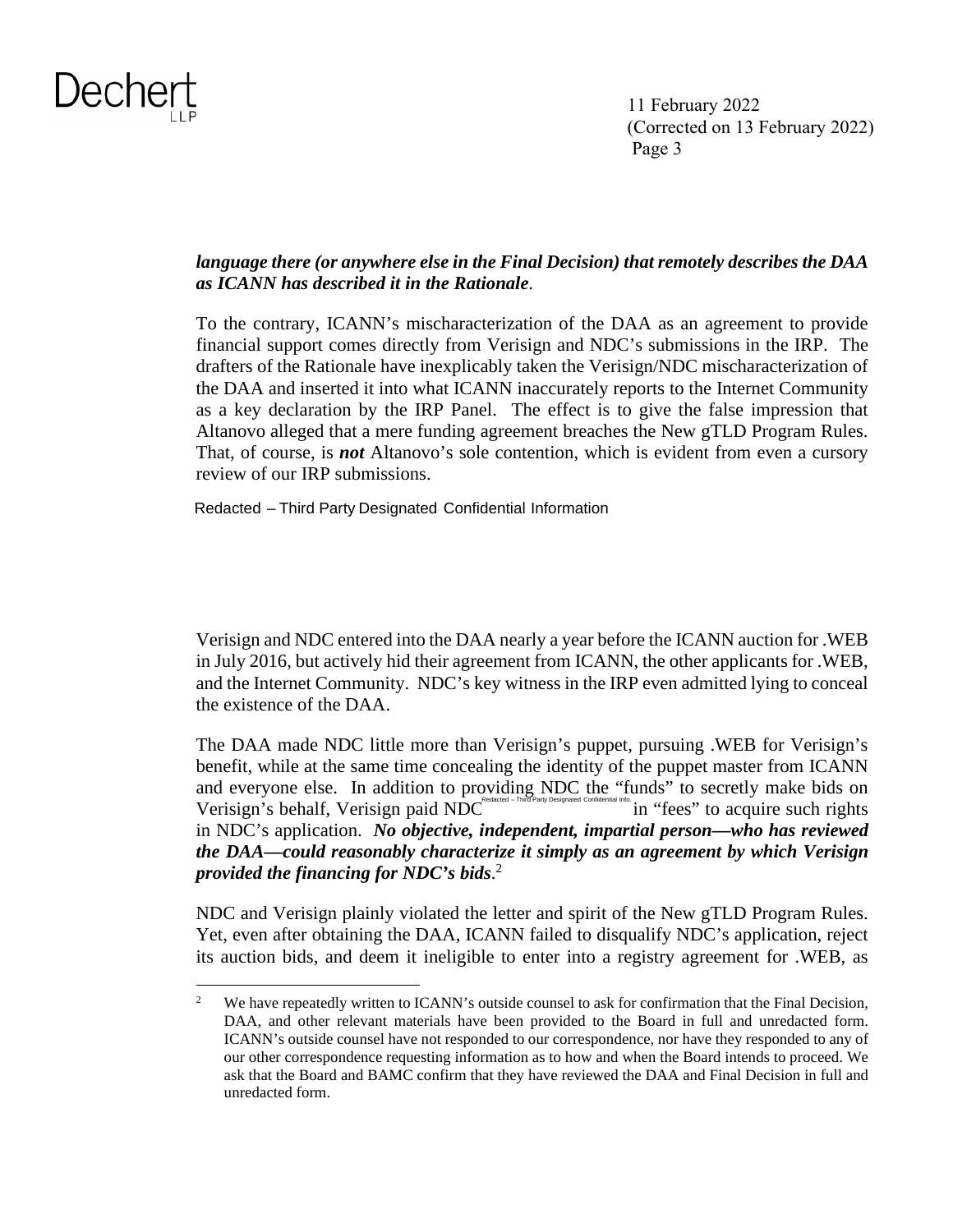***language there (or anywhere else in the Final Decision) that remotely describes the DAA as ICANN has described it in the Rationale*.**

To the contrary, ICANN's mischaracterization of the DAA as an agreement to provide financial support comes directly from Verisign and NDC's submissions in the IRP. The drafters of the Rationale have inexplicably taken the Verisign/NDC mischaracterization of the DAA and inserted it into what ICANN inaccurately reports to the Internet Community as a key declaration by the IRP Panel. The effect is to give the false impression that Altanovo alleged that a mere funding agreement breaches the New gTLD Program Rules. That, of course, is ***not*** Altanovo's sole contention, which is evident from even a cursory review of our IRP submissions.

Redacted – Third Party Designated Confidential Information

Verisign and NDC entered into the DAA nearly a year before the ICANN auction for .WEB in July 2016, but actively hid their agreement from ICANN, the other applicants for .WEB, and the Internet Community. NDC's key witness in the IRP even admitted lying to conceal the existence of the DAA.

The DAA made NDC little more than Verisign's puppet, pursuing .WEB for Verisign's benefit, while at the same time concealing the identity of the puppet master from ICANN and everyone else. In addition to providing NDC the "funds" to secretly make bids on Verisign's behalf, Verisign paid NDC Redacted – Third Party Designated Confidential Info. in "fees" to acquire such rights in NDC's application. ***No objective, independent, impartial person—who has reviewed the DAA—could reasonably characterize it simply as an agreement by which Verisign provided the financing for NDC's bids***.[2]

NDC and Verisign plainly violated the letter and spirit of the New gTLD Program Rules. Yet, even after obtaining the DAA, ICANN failed to disqualify NDC's application, reject its auction bids, and deem it ineligible to enter into a registry agreement for .WEB, as

[2] We have repeatedly written to ICANN's outside counsel to ask for confirmation that the Final Decision, DAA, and other relevant materials have been provided to the Board in full and unredacted form. ICANN's outside counsel have not responded to our correspondence, nor have they responded to any of our other correspondence requesting information as to how and when the Board intends to proceed. We ask that the Board and BAMC confirm that they have reviewed the DAA and Final Decision in full and unredacted form.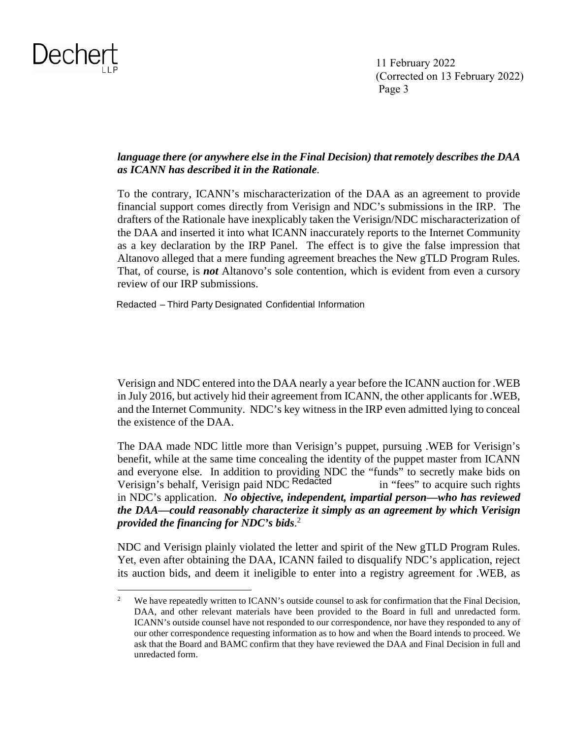***language there (or anywhere else in the Final Decision) that remotely describes the DAA as ICANN has described it in the Rationale***.

To the contrary, ICANN's mischaracterization of the DAA as an agreement to provide financial support comes directly from Verisign and NDC's submissions in the IRP. The drafters of the Rationale have inexplicably taken the Verisign/NDC mischaracterization of the DAA and inserted it into what ICANN inaccurately reports to the Internet Community as a key declaration by the IRP Panel. The effect is to give the false impression that Altanovo alleged that a mere funding agreement breaches the New gTLD Program Rules. That, of course, is ***not*** Altanovo's sole contention, which is evident from even a cursory review of our IRP submissions.

Redacted – Third Party Designated Confidential Information

Verisign and NDC entered into the DAA nearly a year before the ICANN auction for .WEB in July 2016, but actively hid their agreement from ICANN, the other applicants for .WEB, and the Internet Community. NDC's key witness in the IRP even admitted lying to conceal the existence of the DAA.

The DAA made NDC little more than Verisign's puppet, pursuing .WEB for Verisign's benefit, while at the same time concealing the identity of the puppet master from ICANN and everyone else. In addition to providing NDC the "funds" to secretly make bids on Verisign's behalf, Verisign paid NDC Redacted in "fees" to acquire such rights in NDC's application. ***No objective, independent, impartial person—who has reviewed the DAA—could reasonably characterize it simply as an agreement by which Verisign provided the financing for NDC's bids***.[2]

NDC and Verisign plainly violated the letter and spirit of the New gTLD Program Rules. Yet, even after obtaining the DAA, ICANN failed to disqualify NDC's application, reject its auction bids, and deem it ineligible to enter into a registry agreement for .WEB, as

---

[2] We have repeatedly written to ICANN's outside counsel to ask for confirmation that the Final Decision, DAA, and other relevant materials have been provided to the Board in full and unredacted form. ICANN's outside counsel have not responded to our correspondence, nor have they responded to any of our other correspondence requesting information as to how and when the Board intends to proceed. We ask that the Board and BAMC confirm that they have reviewed the DAA and Final Decision in full and unredacted form.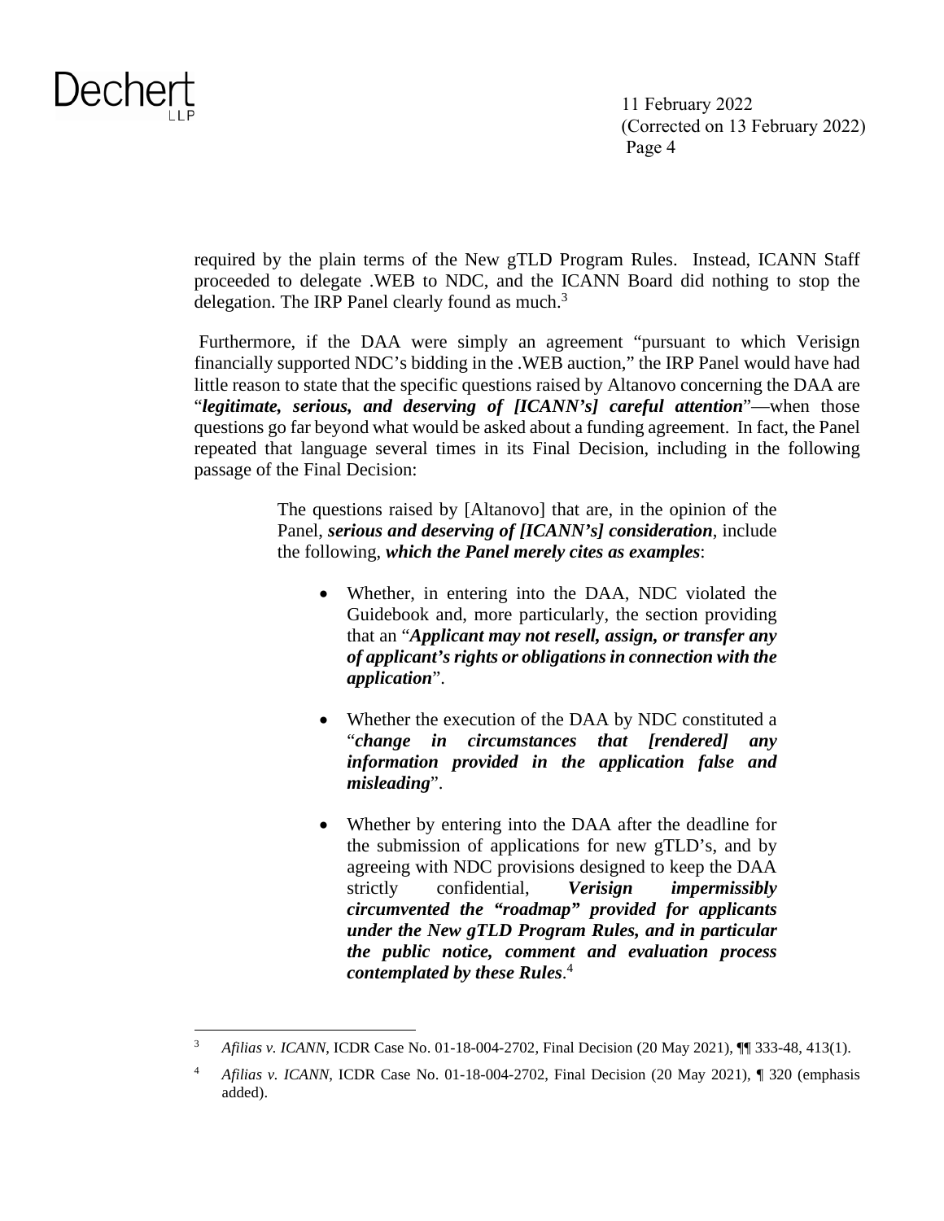required by the plain terms of the New gTLD Program Rules. Instead, ICANN Staff proceeded to delegate .WEB to NDC, and the ICANN Board did nothing to stop the delegation. The IRP Panel clearly found as much.[3]

Furthermore, if the DAA were simply an agreement "pursuant to which Verisign financially supported NDC's bidding in the .WEB auction," the IRP Panel would have had little reason to state that the specific questions raised by Altanovo concerning the DAA are "***legitimate, serious, and deserving of [ICANN's] careful attention***"—when those questions go far beyond what would be asked about a funding agreement. In fact, the Panel repeated that language several times in its Final Decision, including in the following passage of the Final Decision:

> The questions raised by [Altanovo] that are, in the opinion of the Panel, ***serious and deserving of [ICANN's] consideration***, include the following, ***which the Panel merely cites as examples***:
>
> - Whether, in entering into the DAA, NDC violated the Guidebook and, more particularly, the section providing that an "***Applicant may not resell, assign, or transfer any of applicant's rights or obligations in connection with the application***".
>
> - Whether the execution of the DAA by NDC constituted a "***change in circumstances that [rendered] any information provided in the application false and misleading***".
>
> - Whether by entering into the DAA after the deadline for the submission of applications for new gTLD's, and by agreeing with NDC provisions designed to keep the DAA strictly confidential, ***Verisign impermissibly circumvented the "roadmap" provided for applicants under the New gTLD Program Rules, and in particular the public notice, comment and evaluation process contemplated by these Rules***.[4]

---

[3] *Afilias v. ICANN*, ICDR Case No. 01-18-004-2702, Final Decision (20 May 2021), ¶¶ 333-48, 413(1).

[4] *Afilias v. ICANN*, ICDR Case No. 01-18-004-2702, Final Decision (20 May 2021), ¶ 320 (emphasis added).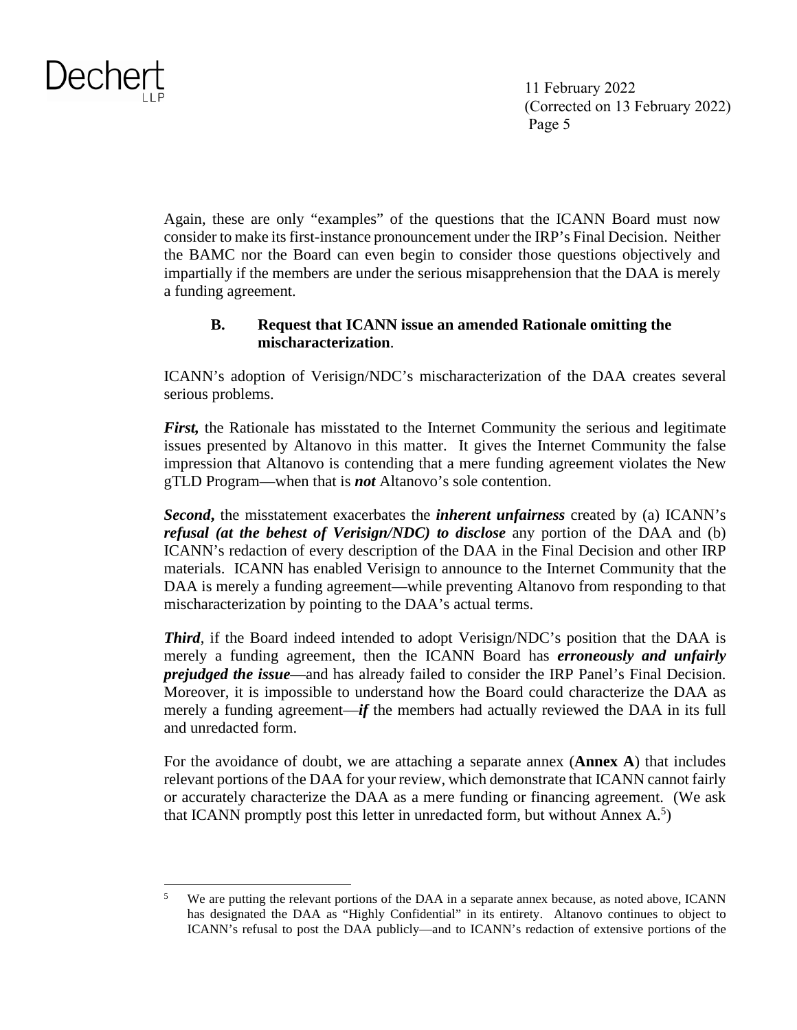Again, these are only "examples" of the questions that the ICANN Board must now consider to make its first-instance pronouncement under the IRP's Final Decision. Neither the BAMC nor the Board can even begin to consider those questions objectively and impartially if the members are under the serious misapprehension that the DAA is merely a funding agreement.

### B. Request that ICANN issue an amended Rationale omitting the mischaracterization.

ICANN's adoption of Verisign/NDC's mischaracterization of the DAA creates several serious problems.

***First,*** the Rationale has misstated to the Internet Community the serious and legitimate issues presented by Altanovo in this matter. It gives the Internet Community the false impression that Altanovo is contending that a mere funding agreement violates the New gTLD Program—when that is ***not*** Altanovo's sole contention.

***Second,*** the misstatement exacerbates the ***inherent unfairness*** created by (a) ICANN's ***refusal (at the behest of Verisign/NDC) to disclose*** any portion of the DAA and (b) ICANN's redaction of every description of the DAA in the Final Decision and other IRP materials. ICANN has enabled Verisign to announce to the Internet Community that the DAA is merely a funding agreement—while preventing Altanovo from responding to that mischaracterization by pointing to the DAA's actual terms.

***Third***, if the Board indeed intended to adopt Verisign/NDC's position that the DAA is merely a funding agreement, then the ICANN Board has ***erroneously and unfairly prejudged the issue***—and has already failed to consider the IRP Panel's Final Decision. Moreover, it is impossible to understand how the Board could characterize the DAA as merely a funding agreement—***if*** the members had actually reviewed the DAA in its full and unredacted form.

For the avoidance of doubt, we are attaching a separate annex (**Annex A**) that includes relevant portions of the DAA for your review, which demonstrate that ICANN cannot fairly or accurately characterize the DAA as a mere funding or financing agreement. (We ask that ICANN promptly post this letter in unredacted form, but without Annex A.[5])

---

[5] We are putting the relevant portions of the DAA in a separate annex because, as noted above, ICANN has designated the DAA as "Highly Confidential" in its entirety. Altanovo continues to object to ICANN's refusal to post the DAA publicly—and to ICANN's redaction of extensive portions of the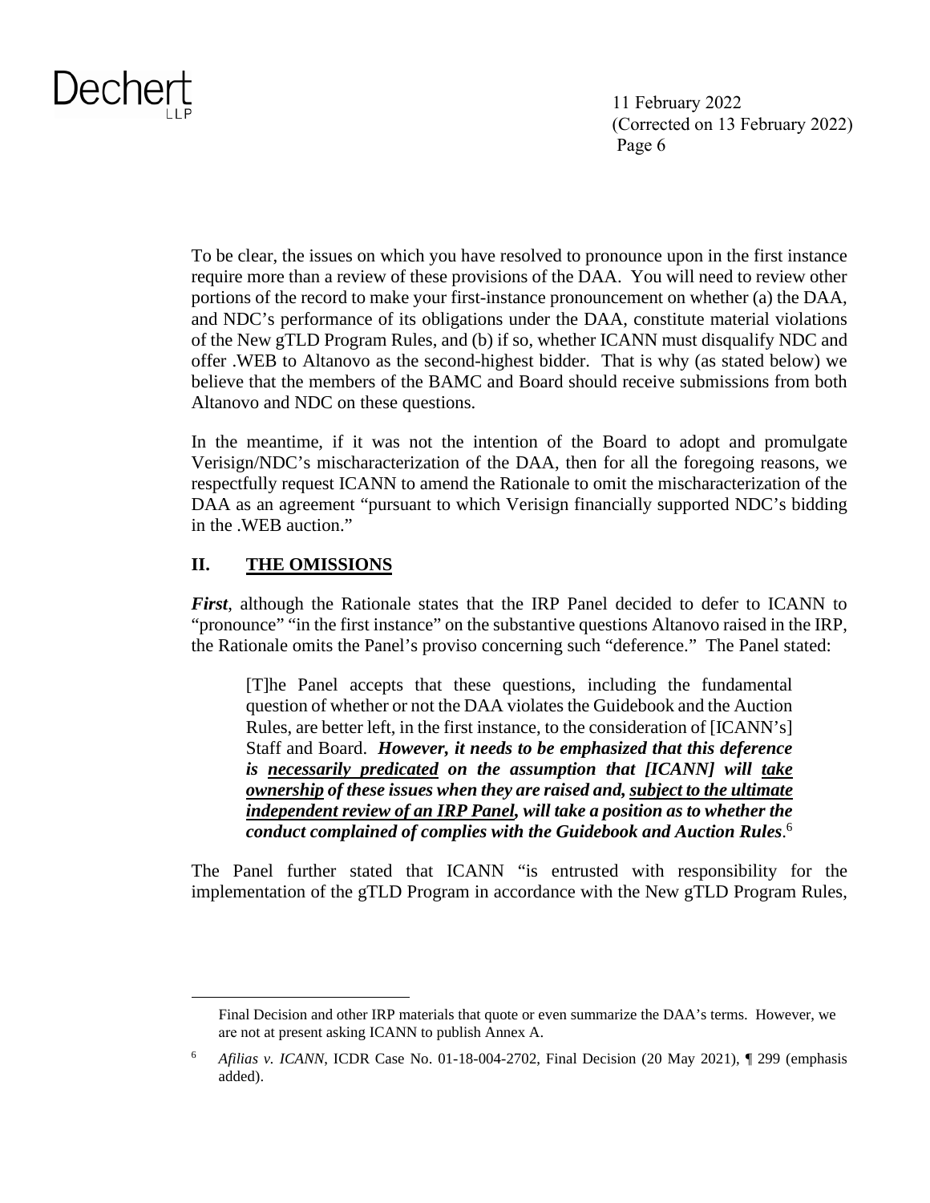To be clear, the issues on which you have resolved to pronounce upon in the first instance require more than a review of these provisions of the DAA. You will need to review other portions of the record to make your first-instance pronouncement on whether (a) the DAA, and NDC's performance of its obligations under the DAA, constitute material violations of the New gTLD Program Rules, and (b) if so, whether ICANN must disqualify NDC and offer .WEB to Altanovo as the second-highest bidder. That is why (as stated below) we believe that the members of the BAMC and Board should receive submissions from both Altanovo and NDC on these questions.

In the meantime, if it was not the intention of the Board to adopt and promulgate Verisign/NDC's mischaracterization of the DAA, then for all the foregoing reasons, we respectfully request ICANN to amend the Rationale to omit the mischaracterization of the DAA as an agreement "pursuant to which Verisign financially supported NDC's bidding in the .WEB auction."

## II. THE OMISSIONS

***First***, although the Rationale states that the IRP Panel decided to defer to ICANN to "pronounce" "in the first instance" on the substantive questions Altanovo raised in the IRP, the Rationale omits the Panel's proviso concerning such "deference." The Panel stated:

> [T]he Panel accepts that these questions, including the fundamental question of whether or not the DAA violates the Guidebook and the Auction Rules, are better left, in the first instance, to the consideration of [ICANN's] Staff and Board. ***However, it needs to be emphasized that this deference is <u>necessarily predicated</u> on the assumption that [ICANN] will <u>take ownership</u> of these issues when they are raised and, <u>subject to the ultimate independent review of an IRP Panel</u>, will take a position as to whether the conduct complained of complies with the Guidebook and Auction Rules***.[6]

The Panel further stated that ICANN "is entrusted with responsibility for the implementation of the gTLD Program in accordance with the New gTLD Program Rules,

---

Final Decision and other IRP materials that quote or even summarize the DAA's terms. However, we are not at present asking ICANN to publish Annex A.

[6] *Afilias v. ICANN*, ICDR Case No. 01-18-004-2702, Final Decision (20 May 2021), ¶ 299 (emphasis added).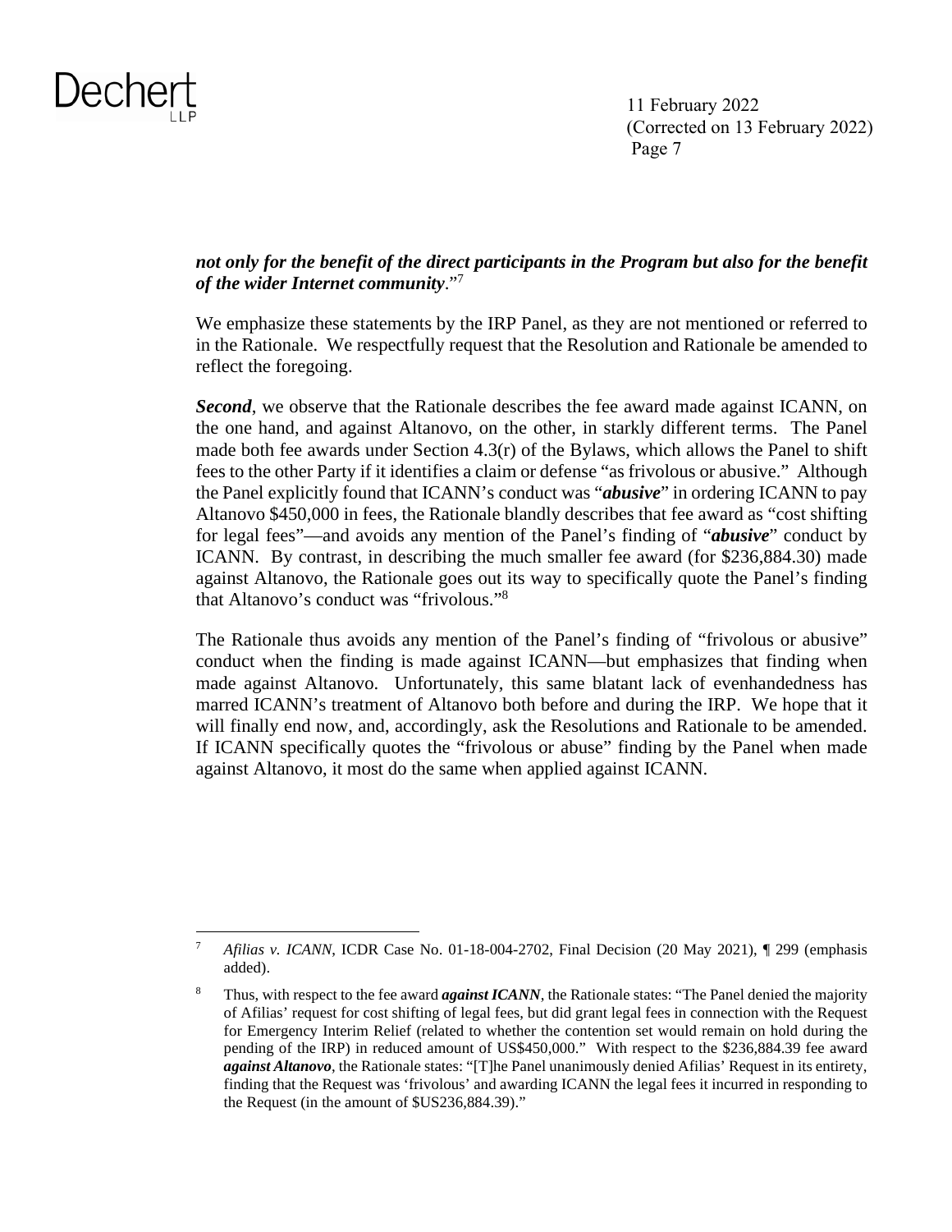***not only for the benefit of the direct participants in the Program but also for the benefit of the wider Internet community***."[7]

We emphasize these statements by the IRP Panel, as they are not mentioned or referred to in the Rationale. We respectfully request that the Resolution and Rationale be amended to reflect the foregoing.

***Second***, we observe that the Rationale describes the fee award made against ICANN, on the one hand, and against Altanovo, on the other, in starkly different terms. The Panel made both fee awards under Section 4.3(r) of the Bylaws, which allows the Panel to shift fees to the other Party if it identifies a claim or defense "as frivolous or abusive." Although the Panel explicitly found that ICANN's conduct was "***abusive***" in ordering ICANN to pay Altanovo $450,000 in fees, the Rationale blandly describes that fee award as "cost shifting for legal fees"—and avoids any mention of the Panel's finding of "***abusive***" conduct by ICANN. By contrast, in describing the much smaller fee award (for $236,884.30) made against Altanovo, the Rationale goes out its way to specifically quote the Panel's finding that Altanovo's conduct was "frivolous."[8]

The Rationale thus avoids any mention of the Panel's finding of "frivolous or abusive" conduct when the finding is made against ICANN—but emphasizes that finding when made against Altanovo. Unfortunately, this same blatant lack of evenhandedness has marred ICANN's treatment of Altanovo both before and during the IRP. We hope that it will finally end now, and, accordingly, ask the Resolutions and Rationale to be amended. If ICANN specifically quotes the "frivolous or abuse" finding by the Panel when made against Altanovo, it most do the same when applied against ICANN.

---

[7] *Afilias v. ICANN*, ICDR Case No. 01-18-004-2702, Final Decision (20 May 2021), ¶ 299 (emphasis added).

[8] Thus, with respect to the fee award ***against ICANN***, the Rationale states: "The Panel denied the majority of Afilias' request for cost shifting of legal fees, but did grant legal fees in connection with the Request for Emergency Interim Relief (related to whether the contention set would remain on hold during the pending of the IRP) in reduced amount of US$450,000." With respect to the $236,884.39 fee award ***against Altanovo***, the Rationale states: "[T]he Panel unanimously denied Afilias' Request in its entirety, finding that the Request was 'frivolous' and awarding ICANN the legal fees it incurred in responding to the Request (in the amount of $US236,884.39)."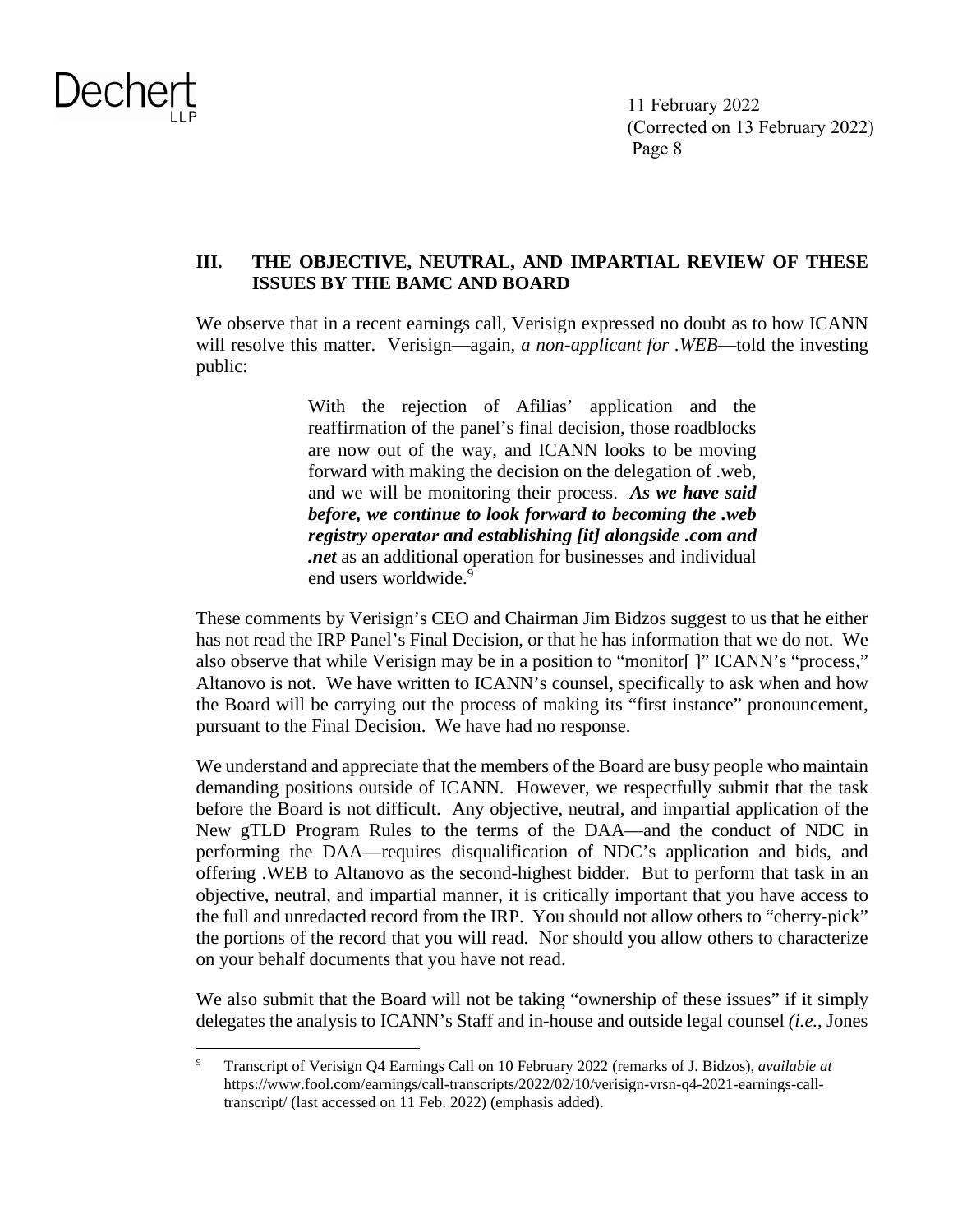## III. THE OBJECTIVE, NEUTRAL, AND IMPARTIAL REVIEW OF THESE ISSUES BY THE BAMC AND BOARD

We observe that in a recent earnings call, Verisign expressed no doubt as to how ICANN will resolve this matter. Verisign—again, *a non-applicant for .WEB*—told the investing public:

> With the rejection of Afilias' application and the reaffirmation of the panel's final decision, those roadblocks are now out of the way, and ICANN looks to be moving forward with making the decision on the delegation of .web, and we will be monitoring their process. ***As we have said before, we continue to look forward to becoming the .web registry operator and establishing [it] alongside .com and .net*** as an additional operation for businesses and individual end users worldwide.[9]

These comments by Verisign's CEO and Chairman Jim Bidzos suggest to us that he either has not read the IRP Panel's Final Decision, or that he has information that we do not. We also observe that while Verisign may be in a position to "monitor[ ]" ICANN's "process," Altanovo is not. We have written to ICANN's counsel, specifically to ask when and how the Board will be carrying out the process of making its "first instance" pronouncement, pursuant to the Final Decision. We have had no response.

We understand and appreciate that the members of the Board are busy people who maintain demanding positions outside of ICANN. However, we respectfully submit that the task before the Board is not difficult. Any objective, neutral, and impartial application of the New gTLD Program Rules to the terms of the DAA—and the conduct of NDC in performing the DAA—requires disqualification of NDC's application and bids, and offering .WEB to Altanovo as the second-highest bidder. But to perform that task in an objective, neutral, and impartial manner, it is critically important that you have access to the full and unredacted record from the IRP. You should not allow others to "cherry-pick" the portions of the record that you will read. Nor should you allow others to characterize on your behalf documents that you have not read.

We also submit that the Board will not be taking "ownership of these issues" if it simply delegates the analysis to ICANN's Staff and in-house and outside legal counsel *(i.e.*, Jones

---

[9] Transcript of Verisign Q4 Earnings Call on 10 February 2022 (remarks of J. Bidzos), *available at* https://www.fool.com/earnings/call-transcripts/2022/02/10/verisign-vrsn-q4-2021-earnings-call-transcript/ (last accessed on 11 Feb. 2022) (emphasis added).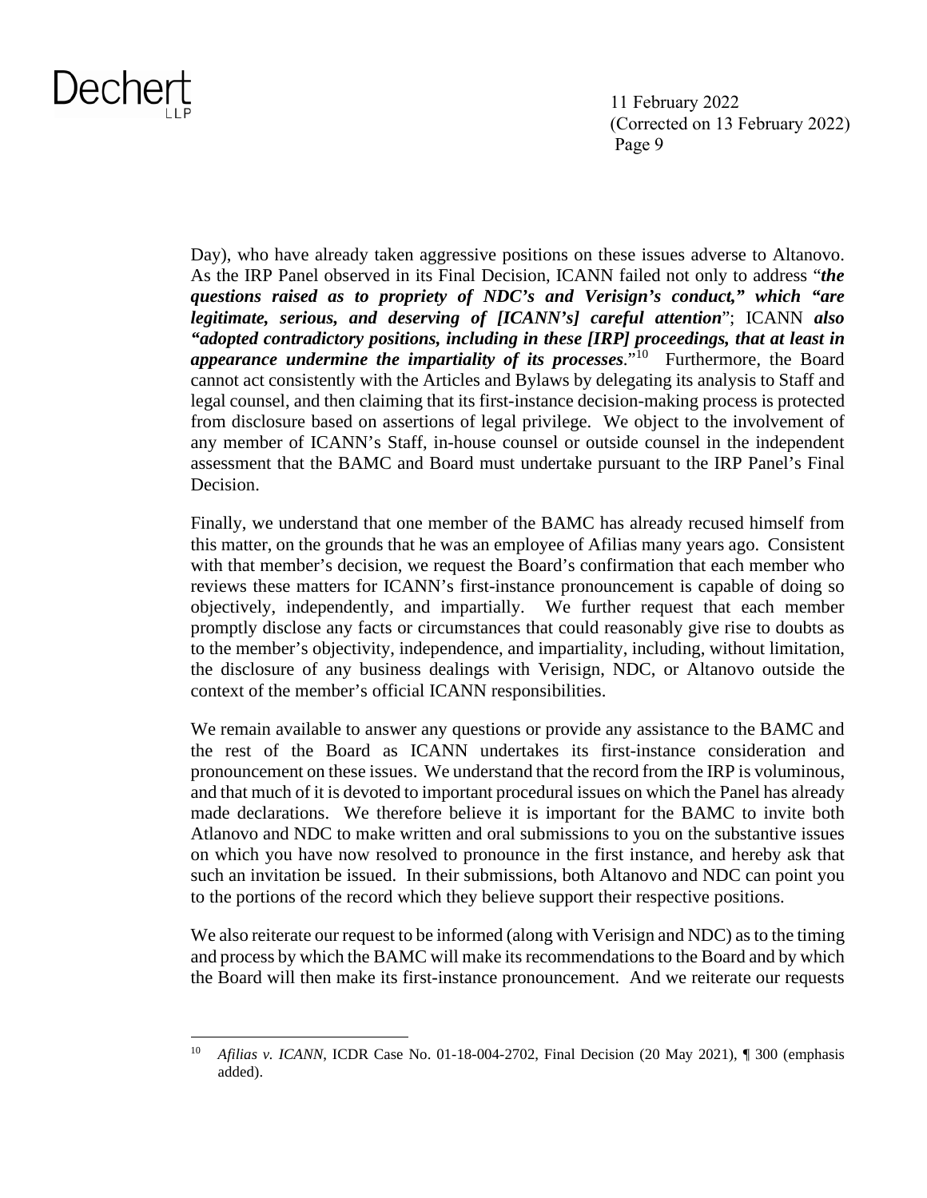Day), who have already taken aggressive positions on these issues adverse to Altanovo. As the IRP Panel observed in its Final Decision, ICANN failed not only to address "***the questions raised as to propriety of NDC's and Verisign's conduct," which "are legitimate, serious, and deserving of [ICANN's] careful attention***"; ICANN ***also "adopted contradictory positions, including in these [IRP] proceedings, that at least in appearance undermine the impartiality of its processes***."[10] Furthermore, the Board cannot act consistently with the Articles and Bylaws by delegating its analysis to Staff and legal counsel, and then claiming that its first-instance decision-making process is protected from disclosure based on assertions of legal privilege. We object to the involvement of any member of ICANN's Staff, in-house counsel or outside counsel in the independent assessment that the BAMC and Board must undertake pursuant to the IRP Panel's Final Decision.

Finally, we understand that one member of the BAMC has already recused himself from this matter, on the grounds that he was an employee of Afilias many years ago. Consistent with that member's decision, we request the Board's confirmation that each member who reviews these matters for ICANN's first-instance pronouncement is capable of doing so objectively, independently, and impartially. We further request that each member promptly disclose any facts or circumstances that could reasonably give rise to doubts as to the member's objectivity, independence, and impartiality, including, without limitation, the disclosure of any business dealings with Verisign, NDC, or Altanovo outside the context of the member's official ICANN responsibilities.

We remain available to answer any questions or provide any assistance to the BAMC and the rest of the Board as ICANN undertakes its first-instance consideration and pronouncement on these issues. We understand that the record from the IRP is voluminous, and that much of it is devoted to important procedural issues on which the Panel has already made declarations. We therefore believe it is important for the BAMC to invite both Atlanovo and NDC to make written and oral submissions to you on the substantive issues on which you have now resolved to pronounce in the first instance, and hereby ask that such an invitation be issued. In their submissions, both Altanovo and NDC can point you to the portions of the record which they believe support their respective positions.

We also reiterate our request to be informed (along with Verisign and NDC) as to the timing and process by which the BAMC will make its recommendations to the Board and by which the Board will then make its first-instance pronouncement. And we reiterate our requests

---

[10] *Afilias v. ICANN*, ICDR Case No. 01-18-004-2702, Final Decision (20 May 2021), ¶ 300 (emphasis added).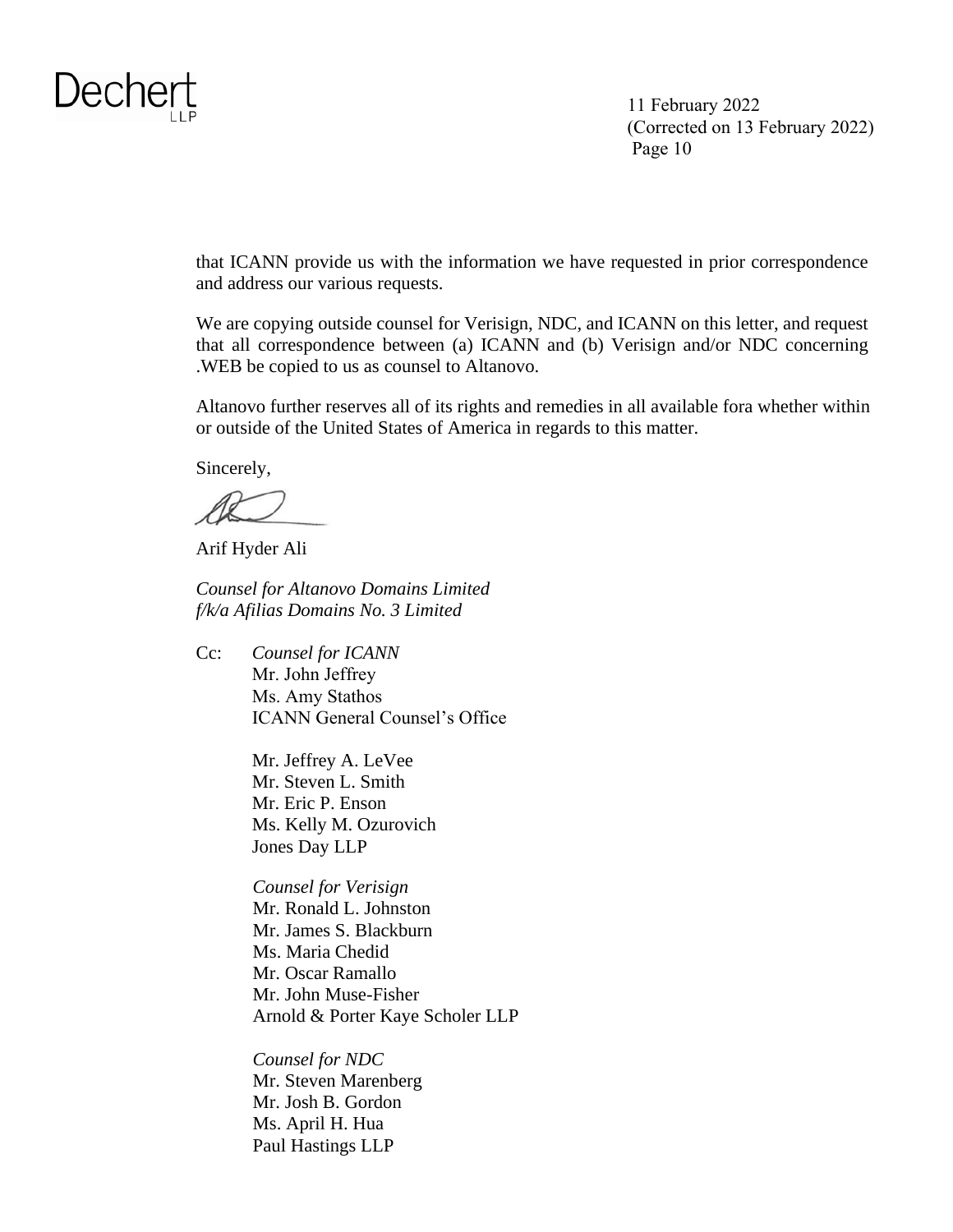that ICANN provide us with the information we have requested in prior correspondence and address our various requests.

We are copying outside counsel for Verisign, NDC, and ICANN on this letter, and request that all correspondence between (a) ICANN and (b) Verisign and/or NDC concerning .WEB be copied to us as counsel to Altanovo.

Altanovo further reserves all of its rights and remedies in all available fora whether within or outside of the United States of America in regards to this matter.

Sincerely,

Arif Hyder Ali

*Counsel for Altanovo Domains Limited*
*f/k/a Afilias Domains No. 3 Limited*

Cc: *Counsel for ICANN*
Mr. John Jeffrey
Ms. Amy Stathos
ICANN General Counsel's Office

Mr. Jeffrey A. LeVee
Mr. Steven L. Smith
Mr. Eric P. Enson
Ms. Kelly M. Ozurovich
Jones Day LLP

*Counsel for Verisign*
Mr. Ronald L. Johnston
Mr. James S. Blackburn
Ms. Maria Chedid
Mr. Oscar Ramallo
Mr. John Muse-Fisher
Arnold & Porter Kaye Scholer LLP

*Counsel for NDC*
Mr. Steven Marenberg
Mr. Josh B. Gordon
Ms. April H. Hua
Paul Hastings LLP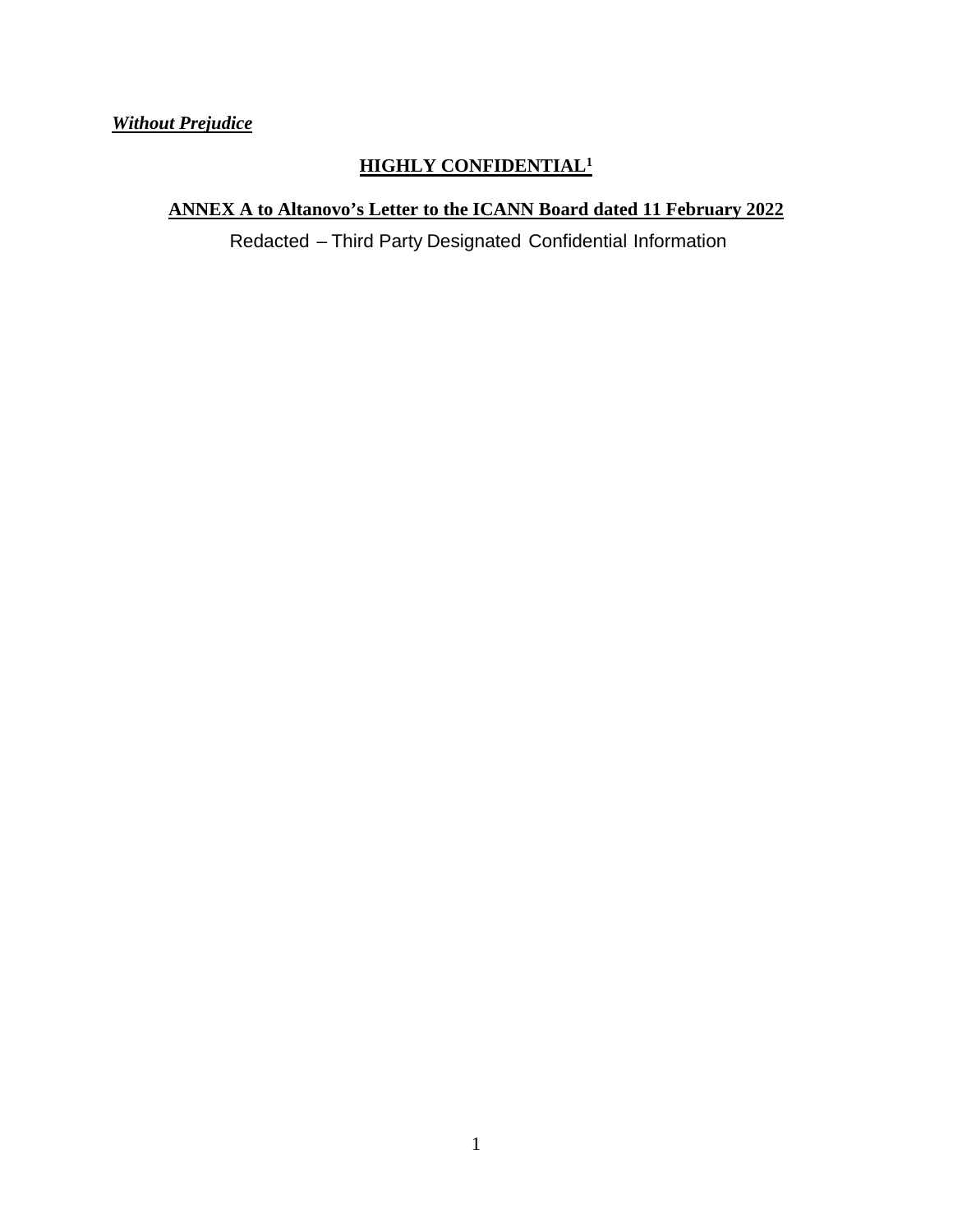***Without Prejudice***

**HIGHLY CONFIDENTIAL[1]**

**ANNEX A to Altanovo's Letter to the ICANN Board dated 11 February 2022**

Redacted – Third Party Designated Confidential Information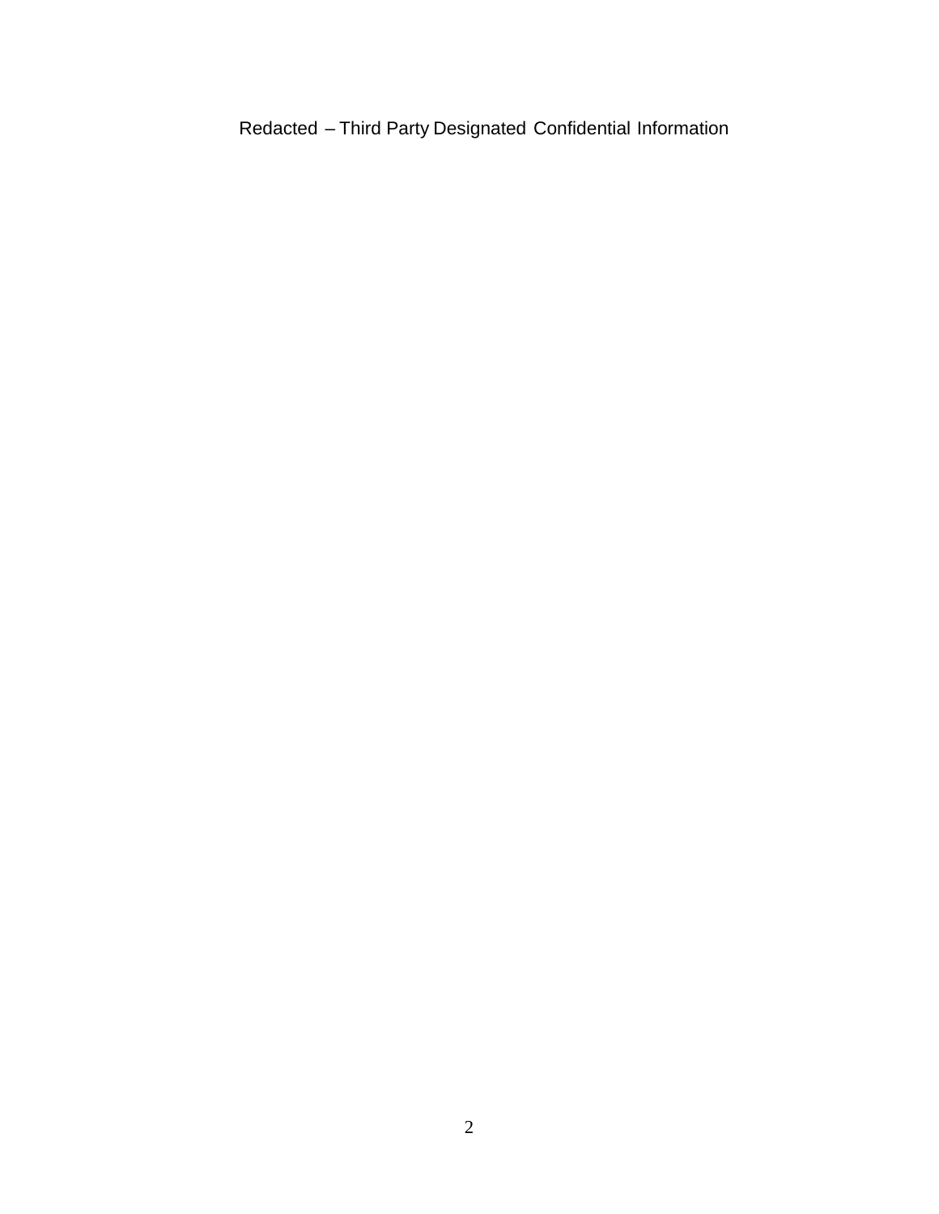Redacted – Third Party Designated Confidential Information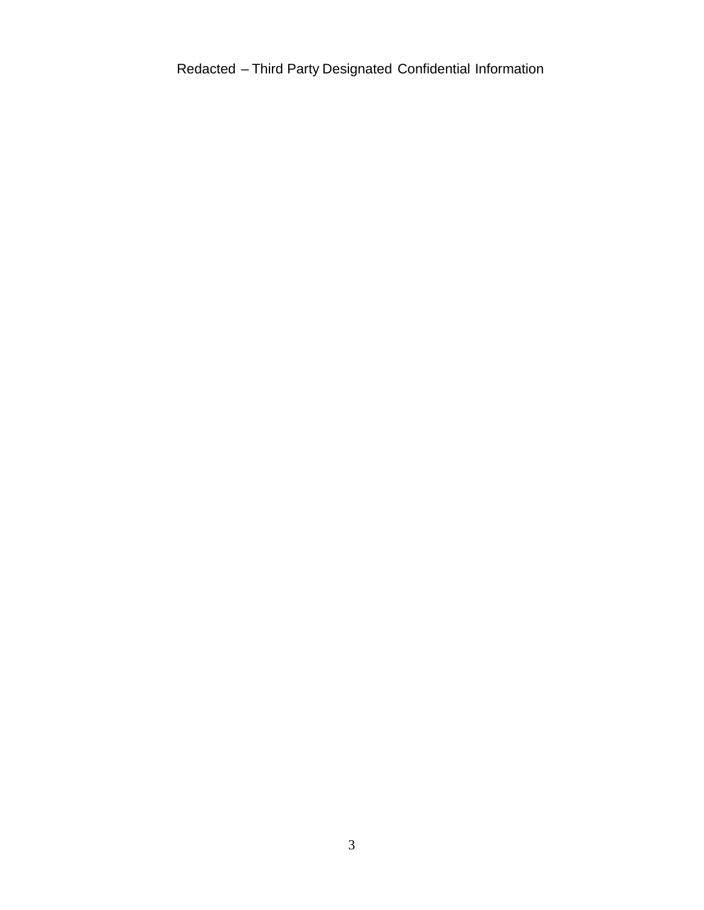Redacted – Third Party Designated Confidential Information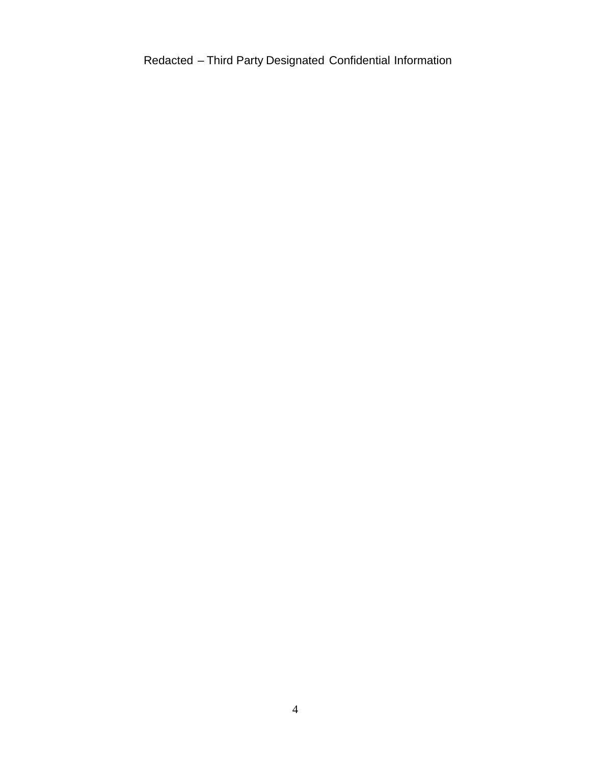Redacted – Third Party Designated Confidential Information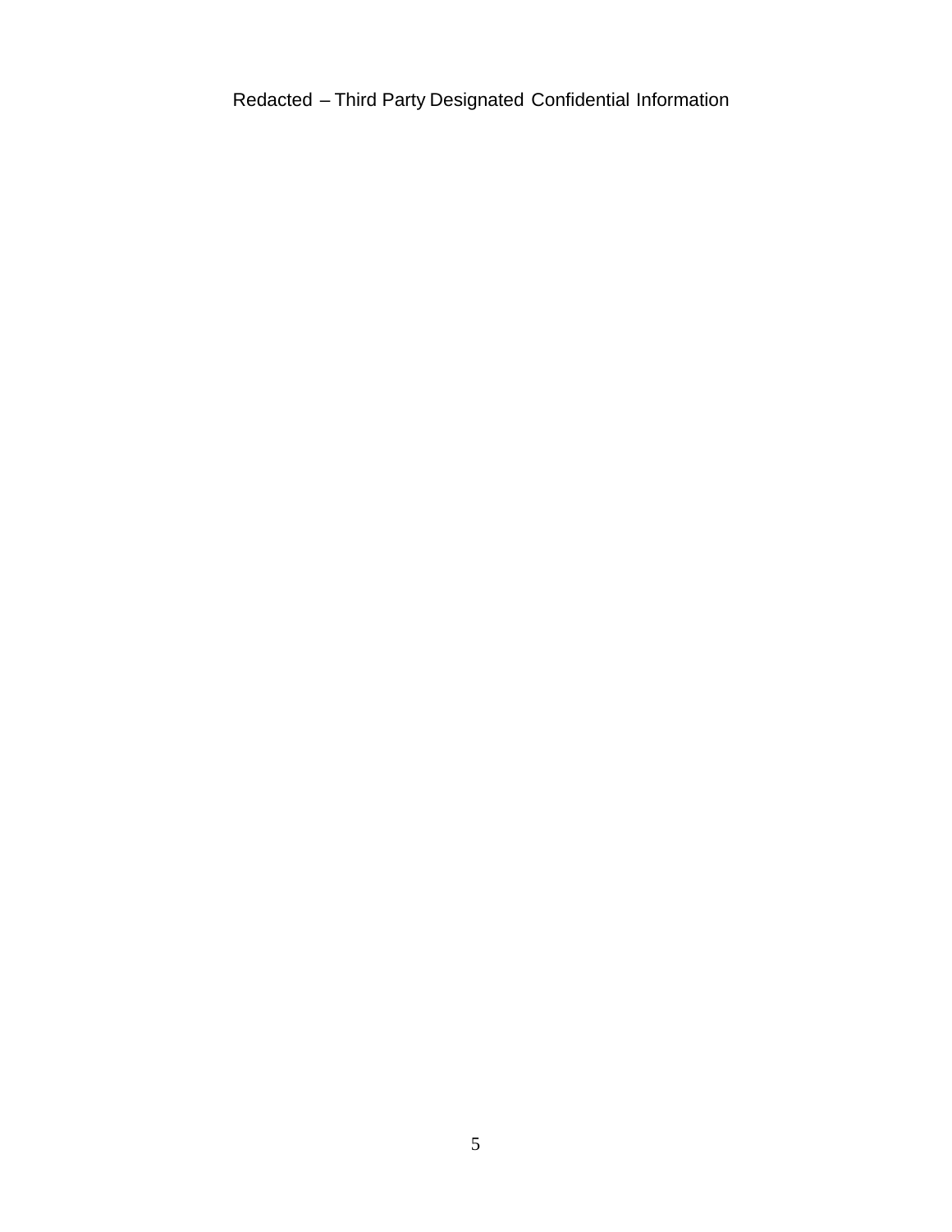Redacted – Third Party Designated Confidential Information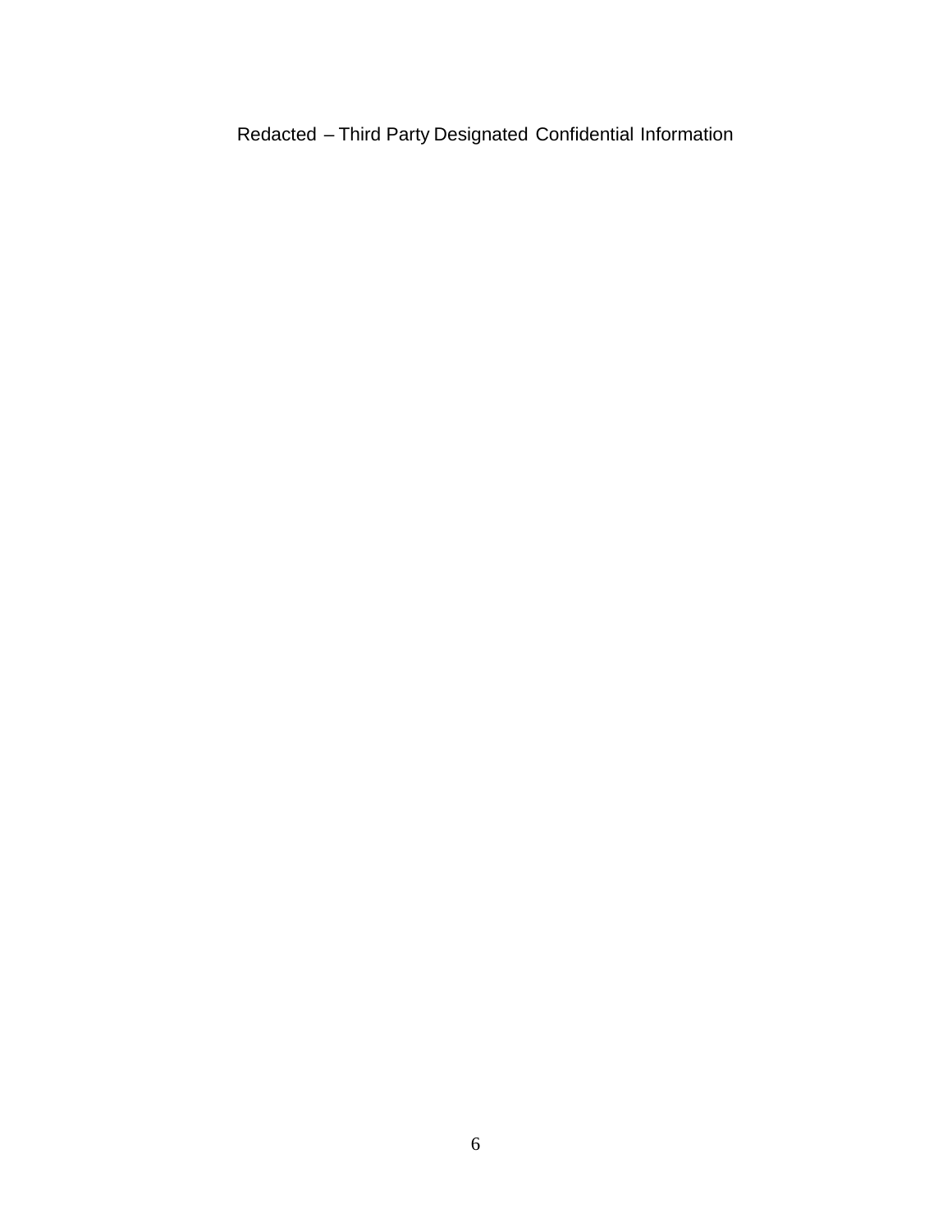Redacted – Third Party Designated Confidential Information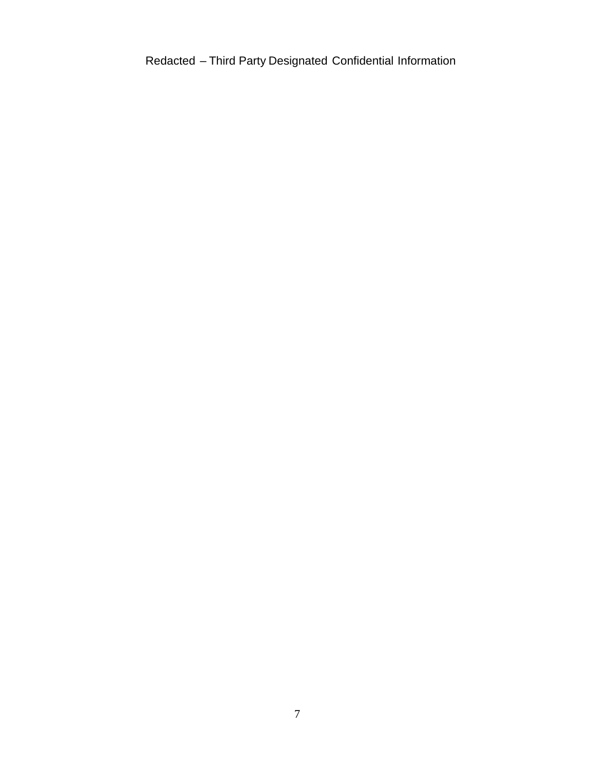Redacted – Third Party Designated Confidential Information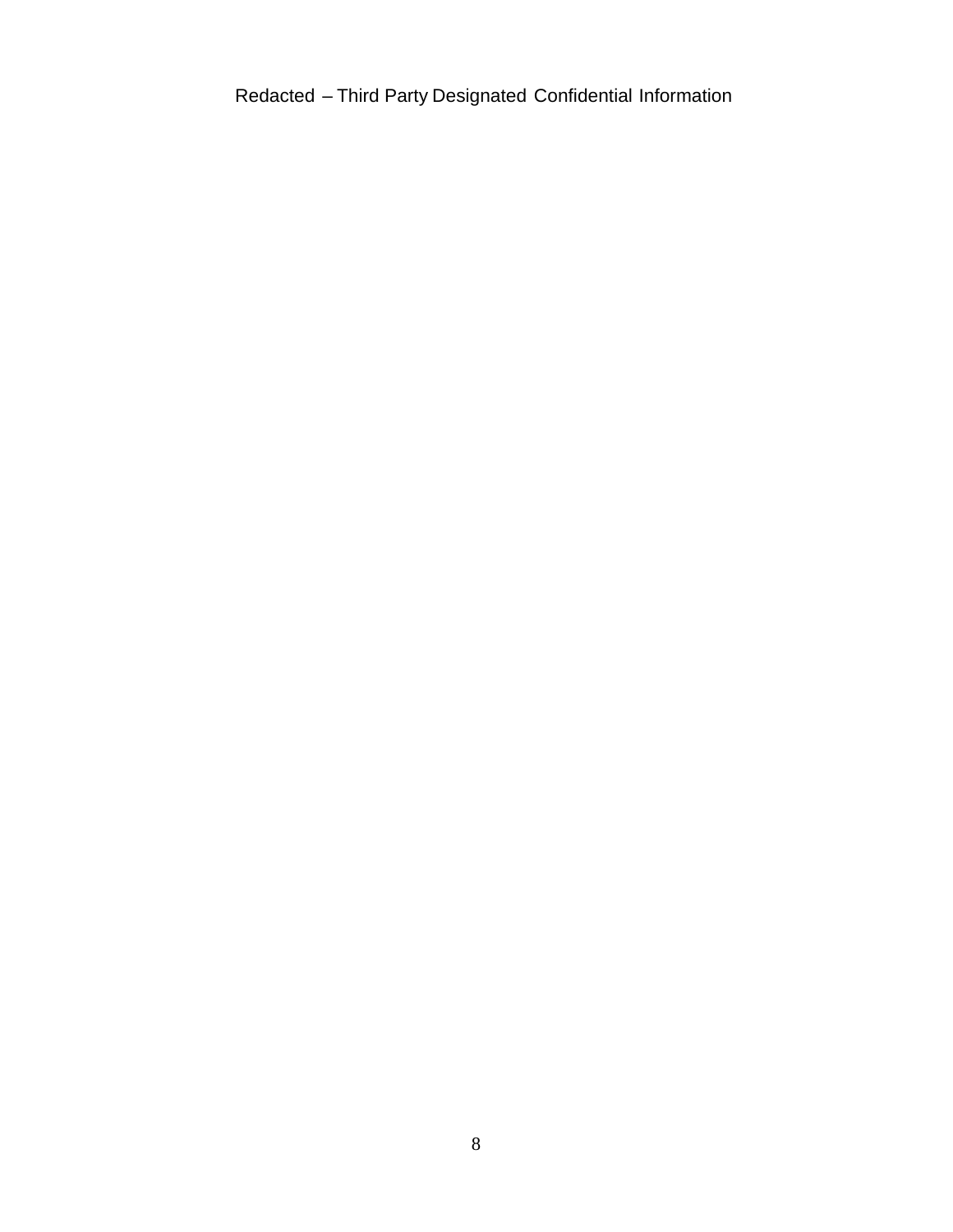Redacted – Third Party Designated Confidential Information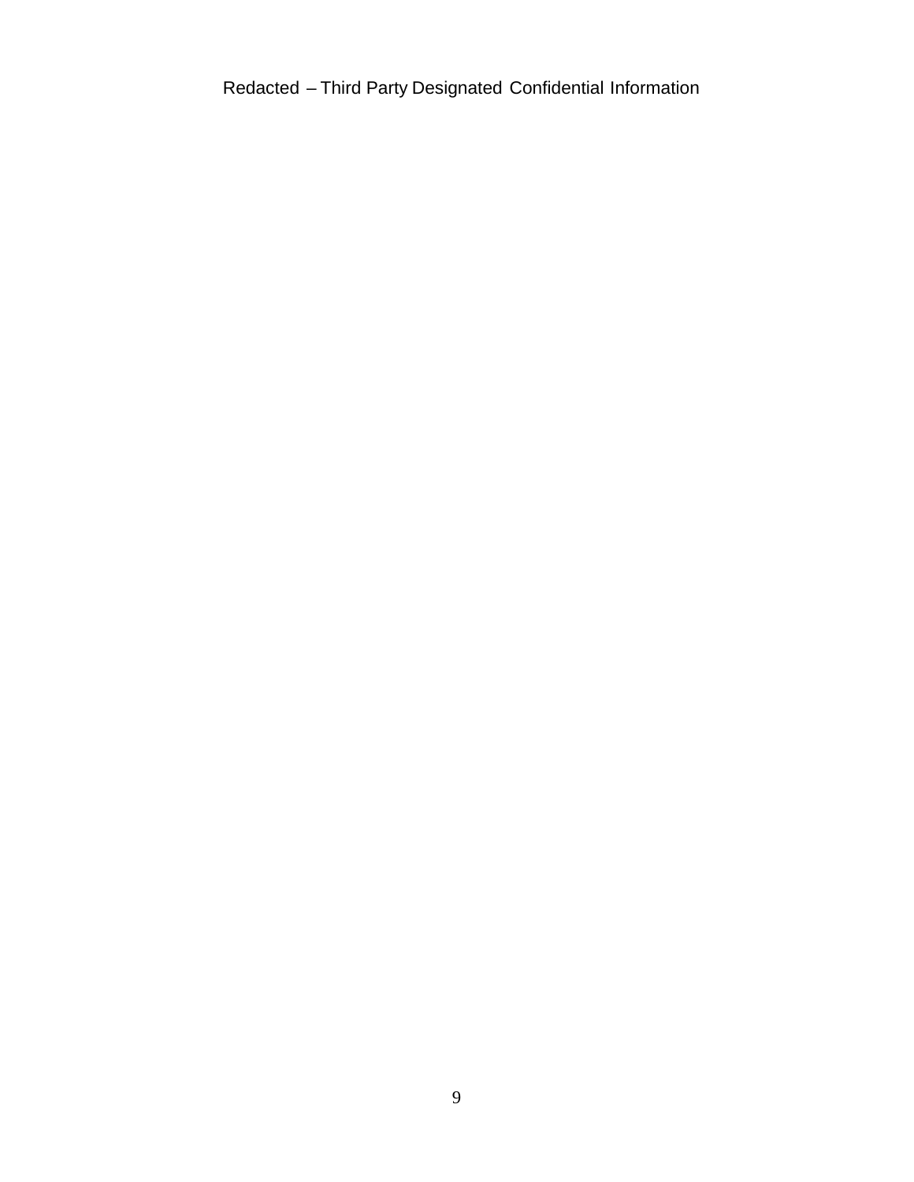Redacted – Third Party Designated Confidential Information